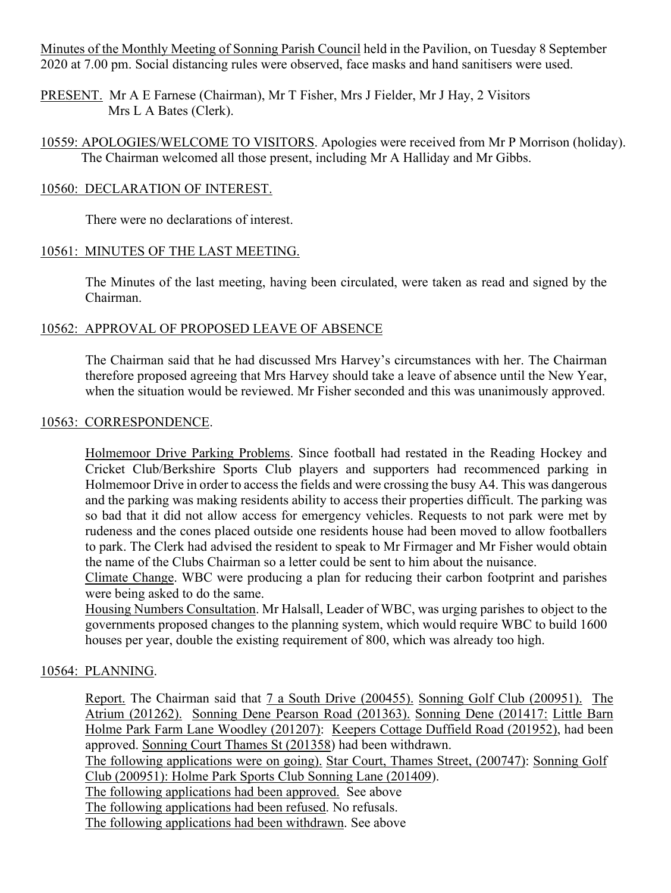Minutes of the Monthly Meeting of Sonning Parish Council held in the Pavilion, on Tuesday 8 September 2020 at 7.00 pm. Social distancing rules were observed, face masks and hand sanitisers were used.

PRESENT. Mr A E Farnese (Chairman), Mr T Fisher, Mrs J Fielder, Mr J Hay, 2 Visitors
Mrs L A Bates (Clerk).

10559: APOLOGIES/WELCOME TO VISITORS. Apologies were received from Mr P Morrison (holiday). The Chairman welcomed all those present, including Mr A Halliday and Mr Gibbs.

10560: DECLARATION OF INTEREST.

There were no declarations of interest.

10561: MINUTES OF THE LAST MEETING.

The Minutes of the last meeting, having been circulated, were taken as read and signed by the Chairman.

10562: APPROVAL OF PROPOSED LEAVE OF ABSENCE

The Chairman said that he had discussed Mrs Harvey's circumstances with her. The Chairman therefore proposed agreeing that Mrs Harvey should take a leave of absence until the New Year, when the situation would be reviewed. Mr Fisher seconded and this was unanimously approved.

10563: CORRESPONDENCE.

Holmemoor Drive Parking Problems. Since football had restated in the Reading Hockey and Cricket Club/Berkshire Sports Club players and supporters had recommenced parking in Holmemoor Drive in order to access the fields and were crossing the busy A4. This was dangerous and the parking was making residents ability to access their properties difficult. The parking was so bad that it did not allow access for emergency vehicles. Requests to not park were met by rudeness and the cones placed outside one residents house had been moved to allow footballers to park. The Clerk had advised the resident to speak to Mr Firmager and Mr Fisher would obtain the name of the Clubs Chairman so a letter could be sent to him about the nuisance.

Climate Change. WBC were producing a plan for reducing their carbon footprint and parishes were being asked to do the same.

Housing Numbers Consultation. Mr Halsall, Leader of WBC, was urging parishes to object to the governments proposed changes to the planning system, which would require WBC to build 1600 houses per year, double the existing requirement of 800, which was already too high.

10564: PLANNING.

Report. The Chairman said that 7 a South Drive (200455). Sonning Golf Club (200951). The Atrium (201262). Sonning Dene Pearson Road (201363). Sonning Dene (201417: Little Barn Holme Park Farm Lane Woodley (201207): Keepers Cottage Duffield Road (201952), had been approved. Sonning Court Thames St (201358) had been withdrawn.

The following applications were on going). Star Court, Thames Street, (200747): Sonning Golf Club (200951): Holme Park Sports Club Sonning Lane (201409).

The following applications had been approved. See above

The following applications had been refused. No refusals.

The following applications had been withdrawn. See above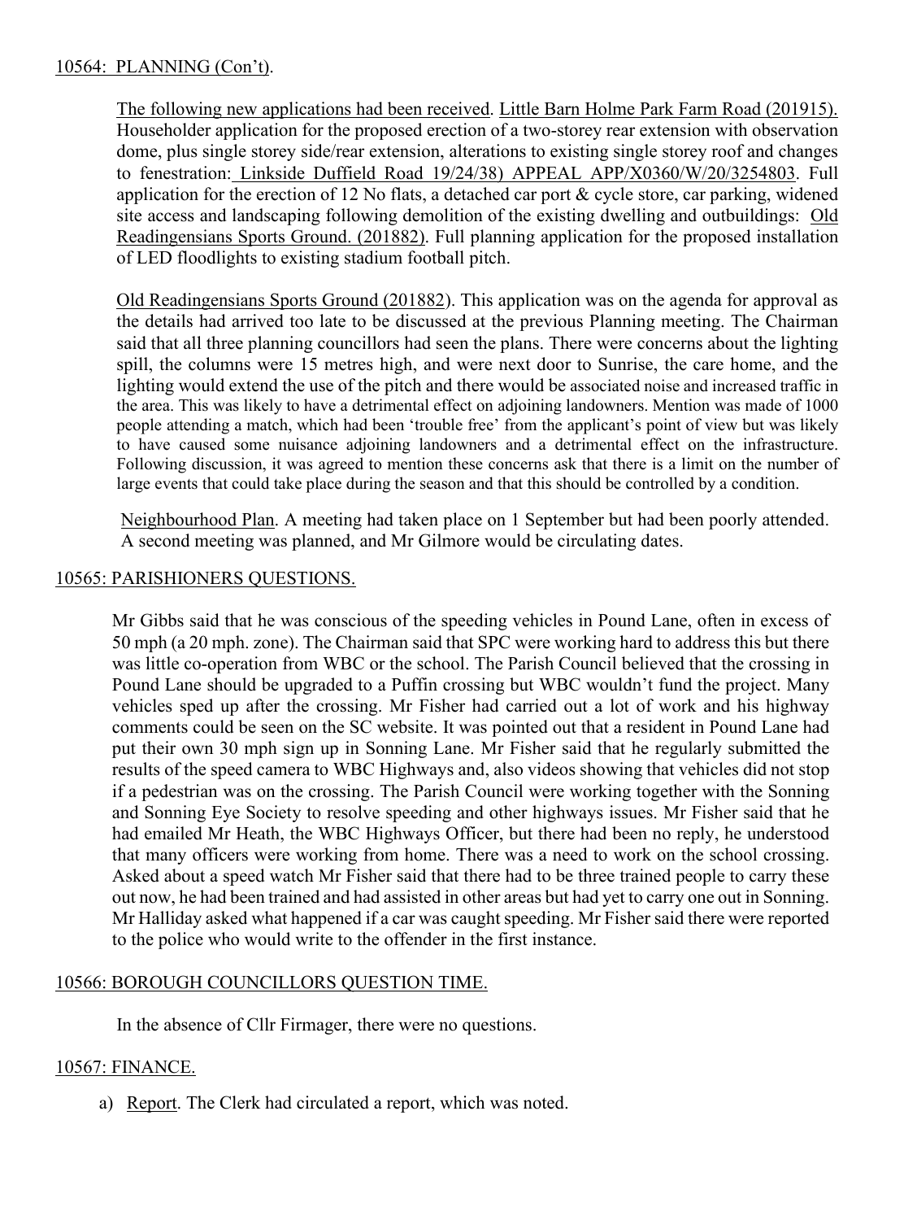10564: PLANNING (Con't).

The following new applications had been received. Little Barn Holme Park Farm Road (201915). Householder application for the proposed erection of a two-storey rear extension with observation dome, plus single storey side/rear extension, alterations to existing single storey roof and changes to fenestration: Linkside Duffield Road 19/24/38) APPEAL APP/X0360/W/20/3254803. Full application for the erection of 12 No flats, a detached car port & cycle store, car parking, widened site access and landscaping following demolition of the existing dwelling and outbuildings: Old Readingensians Sports Ground. (201882). Full planning application for the proposed installation of LED floodlights to existing stadium football pitch.

Old Readingensians Sports Ground (201882). This application was on the agenda for approval as the details had arrived too late to be discussed at the previous Planning meeting. The Chairman said that all three planning councillors had seen the plans. There were concerns about the lighting spill, the columns were 15 metres high, and were next door to Sunrise, the care home, and the lighting would extend the use of the pitch and there would be associated noise and increased traffic in the area. This was likely to have a detrimental effect on adjoining landowners. Mention was made of 1000 people attending a match, which had been 'trouble free' from the applicant's point of view but was likely to have caused some nuisance adjoining landowners and a detrimental effect on the infrastructure. Following discussion, it was agreed to mention these concerns ask that there is a limit on the number of large events that could take place during the season and that this should be controlled by a condition.

Neighbourhood Plan. A meeting had taken place on 1 September but had been poorly attended. A second meeting was planned, and Mr Gilmore would be circulating dates.

10565: PARISHIONERS QUESTIONS.

Mr Gibbs said that he was conscious of the speeding vehicles in Pound Lane, often in excess of 50 mph (a 20 mph. zone). The Chairman said that SPC were working hard to address this but there was little co-operation from WBC or the school. The Parish Council believed that the crossing in Pound Lane should be upgraded to a Puffin crossing but WBC wouldn't fund the project. Many vehicles sped up after the crossing. Mr Fisher had carried out a lot of work and his highway comments could be seen on the SC website. It was pointed out that a resident in Pound Lane had put their own 30 mph sign up in Sonning Lane. Mr Fisher said that he regularly submitted the results of the speed camera to WBC Highways and, also videos showing that vehicles did not stop if a pedestrian was on the crossing. The Parish Council were working together with the Sonning and Sonning Eye Society to resolve speeding and other highways issues. Mr Fisher said that he had emailed Mr Heath, the WBC Highways Officer, but there had been no reply, he understood that many officers were working from home. There was a need to work on the school crossing. Asked about a speed watch Mr Fisher said that there had to be three trained people to carry these out now, he had been trained and had assisted in other areas but had yet to carry one out in Sonning. Mr Halliday asked what happened if a car was caught speeding. Mr Fisher said there were reported to the police who would write to the offender in the first instance.

10566: BOROUGH COUNCILLORS QUESTION TIME.

In the absence of Cllr Firmager, there were no questions.

10567: FINANCE.

a) Report. The Clerk had circulated a report, which was noted.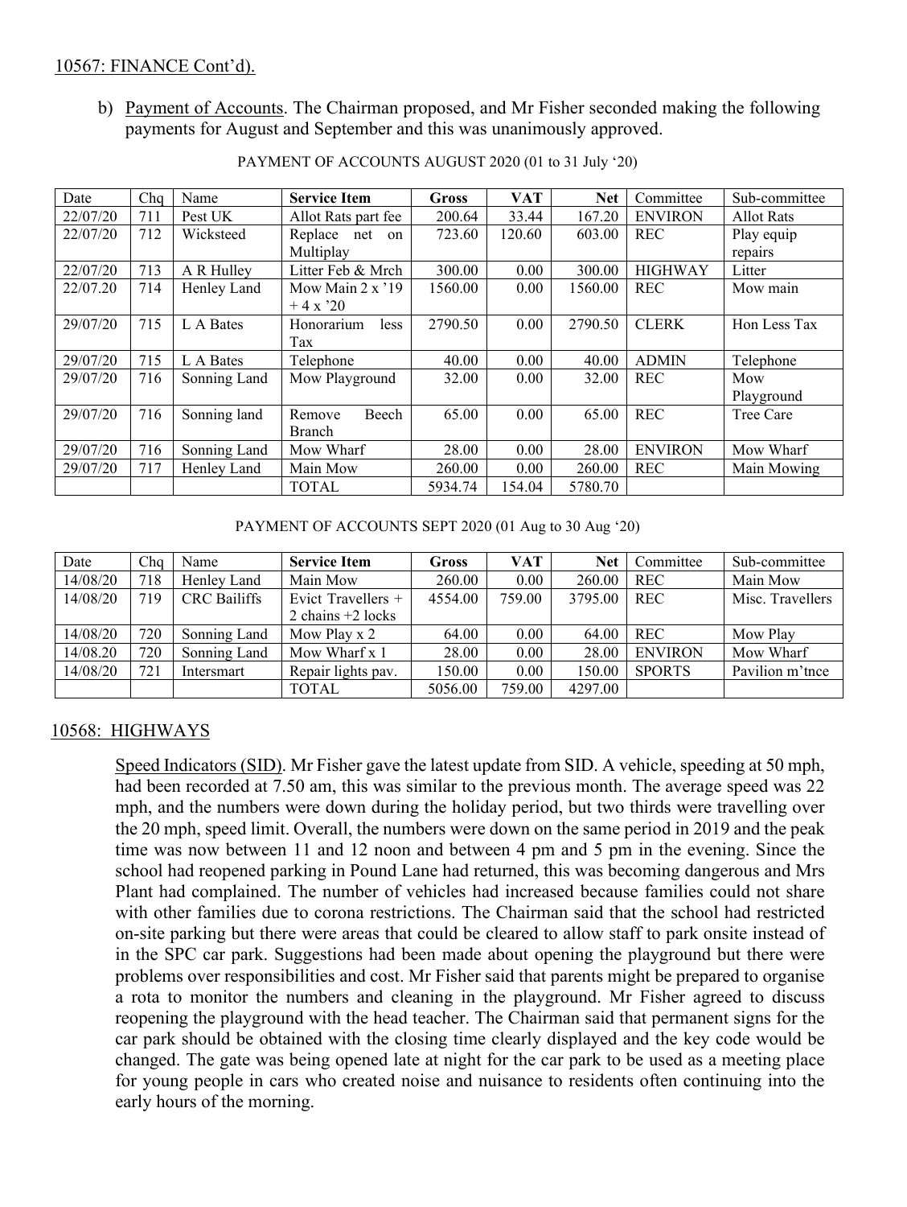10567: FINANCE Cont'd).

b) Payment of Accounts. The Chairman proposed, and Mr Fisher seconded making the following payments for August and September and this was unanimously approved.

PAYMENT OF ACCOUNTS AUGUST 2020 (01 to 31 July '20)

| Date | Chq | Name | **Service Item** | **Gross** | **VAT** | **Net** | Committee | Sub-committee |
|---|---|---|---|---|---|---|---|---|
| 22/07/20 | 711 | Pest UK | Allot Rats part fee | 200.64 | 33.44 | 167.20 | ENVIRON | Allot Rats |
| 22/07/20 | 712 | Wicksteed | Replace net on Multiplay | 723.60 | 120.60 | 603.00 | REC | Play equip repairs |
| 22/07/20 | 713 | A R Hulley | Litter Feb & Mrch | 300.00 | 0.00 | 300.00 | HIGHWAY | Litter |
| 22/07.20 | 714 | Henley Land | Mow Main 2 x '19 + 4 x '20 | 1560.00 | 0.00 | 1560.00 | REC | Mow main |
| 29/07/20 | 715 | L A Bates | Honorarium less Tax | 2790.50 | 0.00 | 2790.50 | CLERK | Hon Less Tax |
| 29/07/20 | 715 | L A Bates | Telephone | 40.00 | 0.00 | 40.00 | ADMIN | Telephone |
| 29/07/20 | 716 | Sonning Land | Mow Playground | 32.00 | 0.00 | 32.00 | REC | Mow Playground |
| 29/07/20 | 716 | Sonning land | Remove Beech Branch | 65.00 | 0.00 | 65.00 | REC | Tree Care |
| 29/07/20 | 716 | Sonning Land | Mow Wharf | 28.00 | 0.00 | 28.00 | ENVIRON | Mow Wharf |
| 29/07/20 | 717 | Henley Land | Main Mow | 260.00 | 0.00 | 260.00 | REC | Main Mowing |
| | | | TOTAL | 5934.74 | 154.04 | 5780.70 | | |

PAYMENT OF ACCOUNTS SEPT 2020 (01 Aug to 30 Aug '20)

| Date | Chq | Name | **Service Item** | **Gross** | **VAT** | **Net** | Committee | Sub-committee |
|---|---|---|---|---|---|---|---|---|
| 14/08/20 | 718 | Henley Land | Main Mow | 260.00 | 0.00 | 260.00 | REC | Main Mow |
| 14/08/20 | 719 | CRC Bailiffs | Evict Travellers + 2 chains +2 locks | 4554.00 | 759.00 | 3795.00 | REC | Misc. Travellers |
| 14/08/20 | 720 | Sonning Land | Mow Play x 2 | 64.00 | 0.00 | 64.00 | REC | Mow Play |
| 14/08.20 | 720 | Sonning Land | Mow Wharf x 1 | 28.00 | 0.00 | 28.00 | ENVIRON | Mow Wharf |
| 14/08/20 | 721 | Intersmart | Repair lights pav. | 150.00 | 0.00 | 150.00 | SPORTS | Pavilion m'tnce |
| | | | TOTAL | 5056.00 | 759.00 | 4297.00 | | |

10568: HIGHWAYS

Speed Indicators (SID). Mr Fisher gave the latest update from SID. A vehicle, speeding at 50 mph, had been recorded at 7.50 am, this was similar to the previous month. The average speed was 22 mph, and the numbers were down during the holiday period, but two thirds were travelling over the 20 mph, speed limit. Overall, the numbers were down on the same period in 2019 and the peak time was now between 11 and 12 noon and between 4 pm and 5 pm in the evening. Since the school had reopened parking in Pound Lane had returned, this was becoming dangerous and Mrs Plant had complained. The number of vehicles had increased because families could not share with other families due to corona restrictions. The Chairman said that the school had restricted on-site parking but there were areas that could be cleared to allow staff to park onsite instead of in the SPC car park. Suggestions had been made about opening the playground but there were problems over responsibilities and cost. Mr Fisher said that parents might be prepared to organise a rota to monitor the numbers and cleaning in the playground. Mr Fisher agreed to discuss reopening the playground with the head teacher. The Chairman said that permanent signs for the car park should be obtained with the closing time clearly displayed and the key code would be changed. The gate was being opened late at night for the car park to be used as a meeting place for young people in cars who created noise and nuisance to residents often continuing into the early hours of the morning.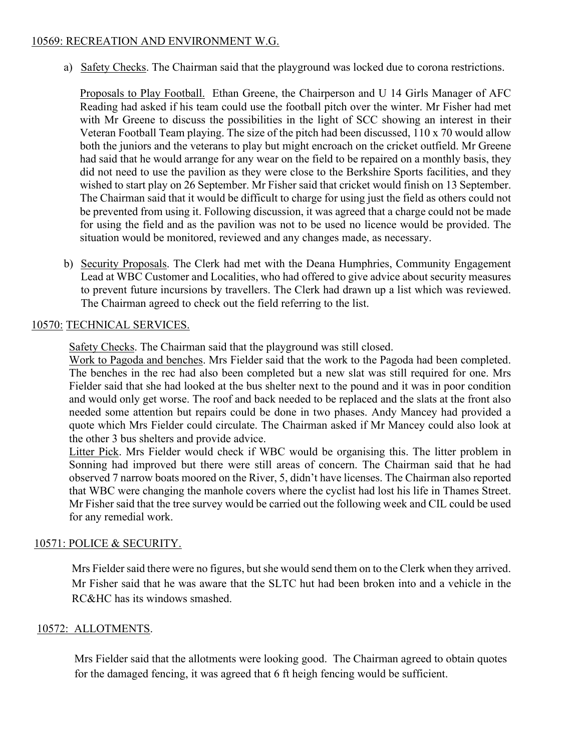10569: RECREATION AND ENVIRONMENT W.G.

a) Safety Checks. The Chairman said that the playground was locked due to corona restrictions.

   Proposals to Play Football. Ethan Greene, the Chairperson and U 14 Girls Manager of AFC Reading had asked if his team could use the football pitch over the winter. Mr Fisher had met with Mr Greene to discuss the possibilities in the light of SCC showing an interest in their Veteran Football Team playing. The size of the pitch had been discussed, 110 x 70 would allow both the juniors and the veterans to play but might encroach on the cricket outfield. Mr Greene had said that he would arrange for any wear on the field to be repaired on a monthly basis, they did not need to use the pavilion as they were close to the Berkshire Sports facilities, and they wished to start play on 26 September. Mr Fisher said that cricket would finish on 13 September. The Chairman said that it would be difficult to charge for using just the field as others could not be prevented from using it. Following discussion, it was agreed that a charge could not be made for using the field and as the pavilion was not to be used no licence would be provided. The situation would be monitored, reviewed and any changes made, as necessary.

b) Security Proposals. The Clerk had met with the Deana Humphries, Community Engagement Lead at WBC Customer and Localities, who had offered to give advice about security measures to prevent future incursions by travellers. The Clerk had drawn up a list which was reviewed. The Chairman agreed to check out the field referring to the list.

10570: TECHNICAL SERVICES.

Safety Checks. The Chairman said that the playground was still closed.
Work to Pagoda and benches. Mrs Fielder said that the work to the Pagoda had been completed. The benches in the rec had also been completed but a new slat was still required for one. Mrs Fielder said that she had looked at the bus shelter next to the pound and it was in poor condition and would only get worse. The roof and back needed to be replaced and the slats at the front also needed some attention but repairs could be done in two phases. Andy Mancey had provided a quote which Mrs Fielder could circulate. The Chairman asked if Mr Mancey could also look at the other 3 bus shelters and provide advice.
Litter Pick. Mrs Fielder would check if WBC would be organising this. The litter problem in Sonning had improved but there were still areas of concern. The Chairman said that he had observed 7 narrow boats moored on the River, 5, didn't have licenses. The Chairman also reported that WBC were changing the manhole covers where the cyclist had lost his life in Thames Street. Mr Fisher said that the tree survey would be carried out the following week and CIL could be used for any remedial work.

10571: POLICE & SECURITY.

Mrs Fielder said there were no figures, but she would send them on to the Clerk when they arrived. Mr Fisher said that he was aware that the SLTC hut had been broken into and a vehicle in the RC&HC has its windows smashed.

10572: ALLOTMENTS.

Mrs Fielder said that the allotments were looking good. The Chairman agreed to obtain quotes for the damaged fencing, it was agreed that 6 ft heigh fencing would be sufficient.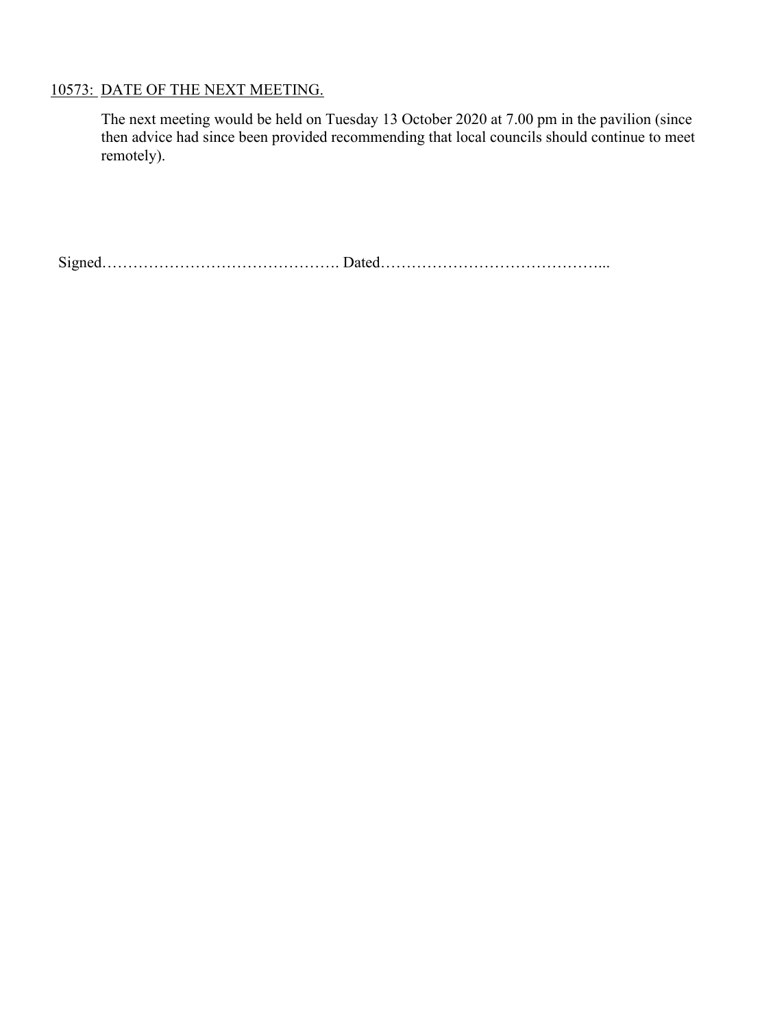<u>10573:</u> <u>DATE OF THE NEXT MEETING.</u>

The next meeting would be held on Tuesday 13 October 2020 at 7.00 pm in the pavilion (since then advice had since been provided recommending that local councils should continue to meet remotely).

Signed………………………………………. Dated……………………………………...